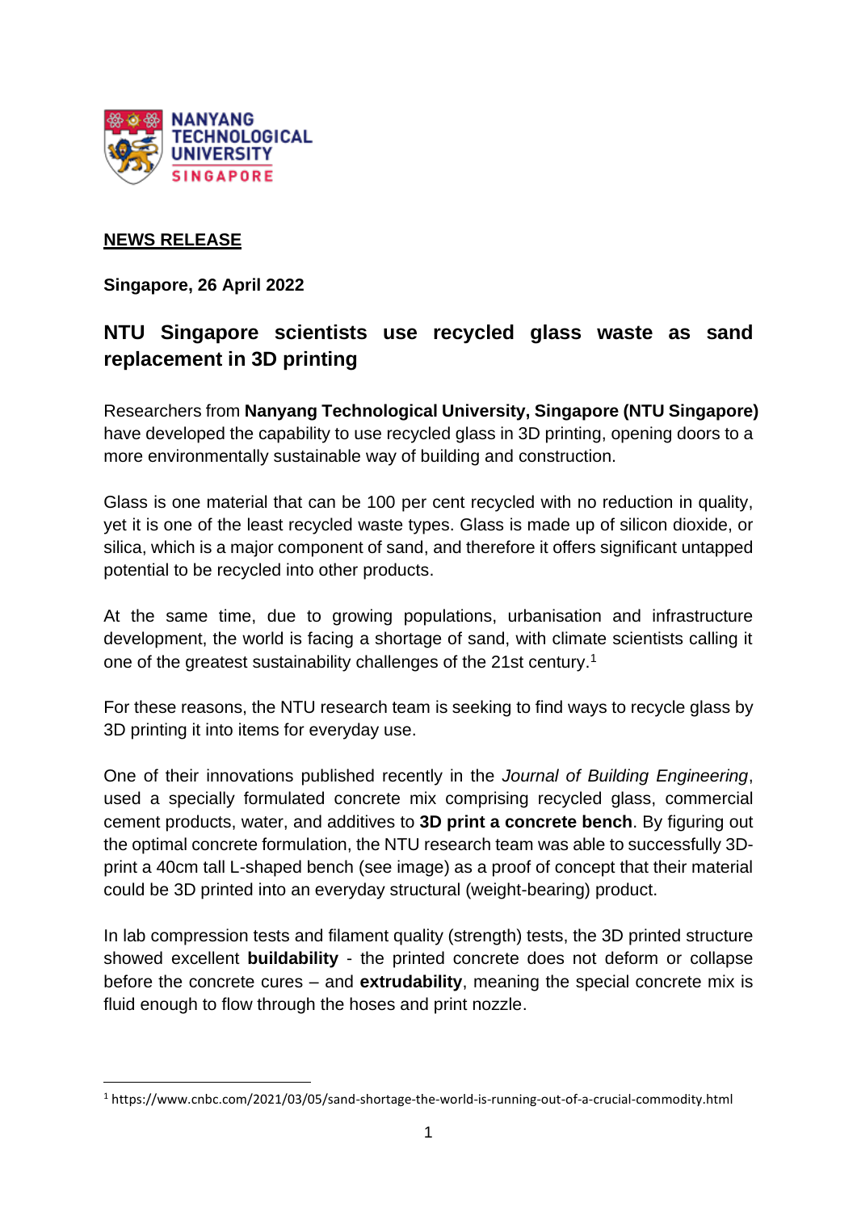**NEWS RELEASE**

**Singapore, 26 April 2022**

## NTU Singapore scientists use recycled glass waste as sand replacement in 3D printing

Researchers from **Nanyang Technological University, Singapore (NTU Singapore)** have developed the capability to use recycled glass in 3D printing, opening doors to a more environmentally sustainable way of building and construction.

Glass is one material that can be 100 per cent recycled with no reduction in quality, yet it is one of the least recycled waste types. Glass is made up of silicon dioxide, or silica, which is a major component of sand, and therefore it offers significant untapped potential to be recycled into other products.

At the same time, due to growing populations, urbanisation and infrastructure development, the world is facing a shortage of sand, with climate scientists calling it one of the greatest sustainability challenges of the 21st century.[1]

For these reasons, the NTU research team is seeking to find ways to recycle glass by 3D printing it into items for everyday use.

One of their innovations published recently in the *Journal of Building Engineering*, used a specially formulated concrete mix comprising recycled glass, commercial cement products, water, and additives to **3D print a concrete bench**. By figuring out the optimal concrete formulation, the NTU research team was able to successfully 3D-print a 40cm tall L-shaped bench (see image) as a proof of concept that their material could be 3D printed into an everyday structural (weight-bearing) product.

In lab compression tests and filament quality (strength) tests, the 3D printed structure showed excellent **buildability** - the printed concrete does not deform or collapse before the concrete cures – and **extrudability**, meaning the special concrete mix is fluid enough to flow through the hoses and print nozzle.

---

[1] https://www.cnbc.com/2021/03/05/sand-shortage-the-world-is-running-out-of-a-crucial-commodity.html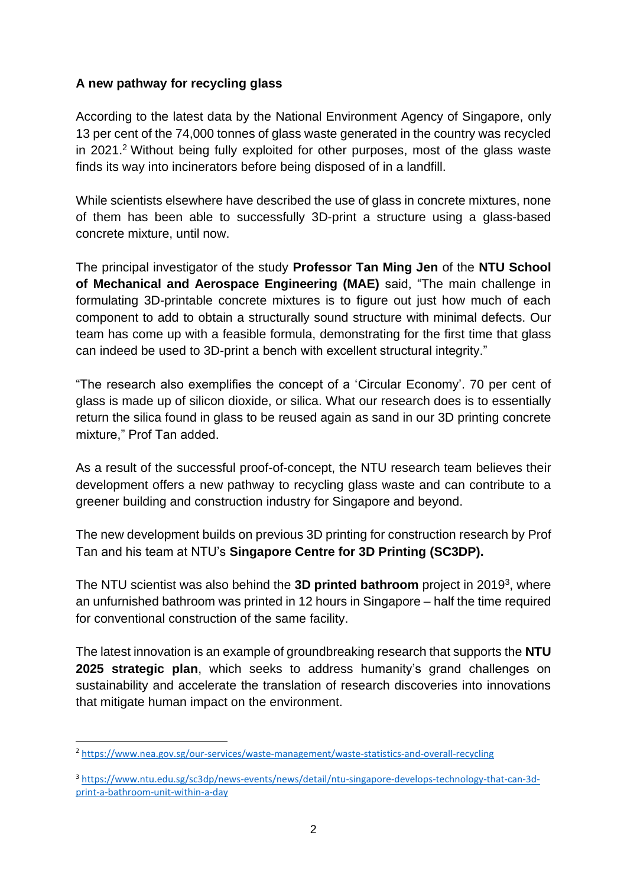**A new pathway for recycling glass**

According to the latest data by the National Environment Agency of Singapore, only 13 per cent of the 74,000 tonnes of glass waste generated in the country was recycled in 2021.[2] Without being fully exploited for other purposes, most of the glass waste finds its way into incinerators before being disposed of in a landfill.

While scientists elsewhere have described the use of glass in concrete mixtures, none of them has been able to successfully 3D-print a structure using a glass-based concrete mixture, until now.

The principal investigator of the study **Professor Tan Ming Jen** of the **NTU School of Mechanical and Aerospace Engineering (MAE)** said, "The main challenge in formulating 3D-printable concrete mixtures is to figure out just how much of each component to add to obtain a structurally sound structure with minimal defects. Our team has come up with a feasible formula, demonstrating for the first time that glass can indeed be used to 3D-print a bench with excellent structural integrity."

"The research also exemplifies the concept of a 'Circular Economy'. 70 per cent of glass is made up of silicon dioxide, or silica. What our research does is to essentially return the silica found in glass to be reused again as sand in our 3D printing concrete mixture," Prof Tan added.

As a result of the successful proof-of-concept, the NTU research team believes their development offers a new pathway to recycling glass waste and can contribute to a greener building and construction industry for Singapore and beyond.

The new development builds on previous 3D printing for construction research by Prof Tan and his team at NTU's **Singapore Centre for 3D Printing (SC3DP).**

The NTU scientist was also behind the **3D printed bathroom** project in 2019[3], where an unfurnished bathroom was printed in 12 hours in Singapore – half the time required for conventional construction of the same facility.

The latest innovation is an example of groundbreaking research that supports the **NTU 2025 strategic plan**, which seeks to address humanity's grand challenges on sustainability and accelerate the translation of research discoveries into innovations that mitigate human impact on the environment.

---

[2] https://www.nea.gov.sg/our-services/waste-management/waste-statistics-and-overall-recycling

[3] https://www.ntu.edu.sg/sc3dp/news-events/news/detail/ntu-singapore-develops-technology-that-can-3d-print-a-bathroom-unit-within-a-day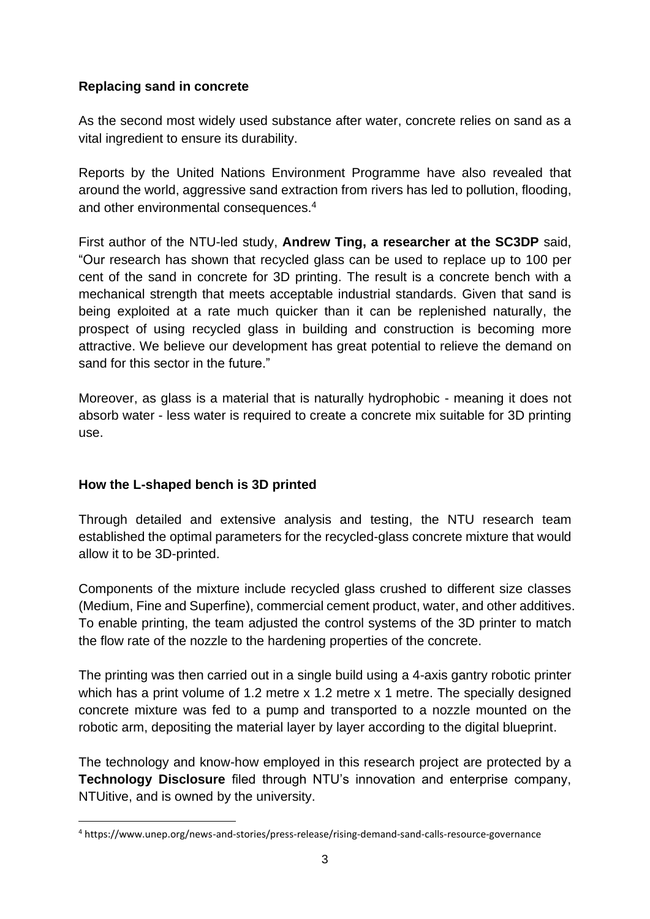**Replacing sand in concrete**

As the second most widely used substance after water, concrete relies on sand as a vital ingredient to ensure its durability.

Reports by the United Nations Environment Programme have also revealed that around the world, aggressive sand extraction from rivers has led to pollution, flooding, and other environmental consequences.[4]

First author of the NTU-led study, **Andrew Ting, a researcher at the SC3DP** said, "Our research has shown that recycled glass can be used to replace up to 100 per cent of the sand in concrete for 3D printing. The result is a concrete bench with a mechanical strength that meets acceptable industrial standards. Given that sand is being exploited at a rate much quicker than it can be replenished naturally, the prospect of using recycled glass in building and construction is becoming more attractive. We believe our development has great potential to relieve the demand on sand for this sector in the future."

Moreover, as glass is a material that is naturally hydrophobic - meaning it does not absorb water - less water is required to create a concrete mix suitable for 3D printing use.

**How the L-shaped bench is 3D printed**

Through detailed and extensive analysis and testing, the NTU research team established the optimal parameters for the recycled-glass concrete mixture that would allow it to be 3D-printed.

Components of the mixture include recycled glass crushed to different size classes (Medium, Fine and Superfine), commercial cement product, water, and other additives. To enable printing, the team adjusted the control systems of the 3D printer to match the flow rate of the nozzle to the hardening properties of the concrete.

The printing was then carried out in a single build using a 4-axis gantry robotic printer which has a print volume of 1.2 metre x 1.2 metre x 1 metre. The specially designed concrete mixture was fed to a pump and transported to a nozzle mounted on the robotic arm, depositing the material layer by layer according to the digital blueprint.

The technology and know-how employed in this research project are protected by a **Technology Disclosure** filed through NTU's innovation and enterprise company, NTUitive, and is owned by the university.

[4] https://www.unep.org/news-and-stories/press-release/rising-demand-sand-calls-resource-governance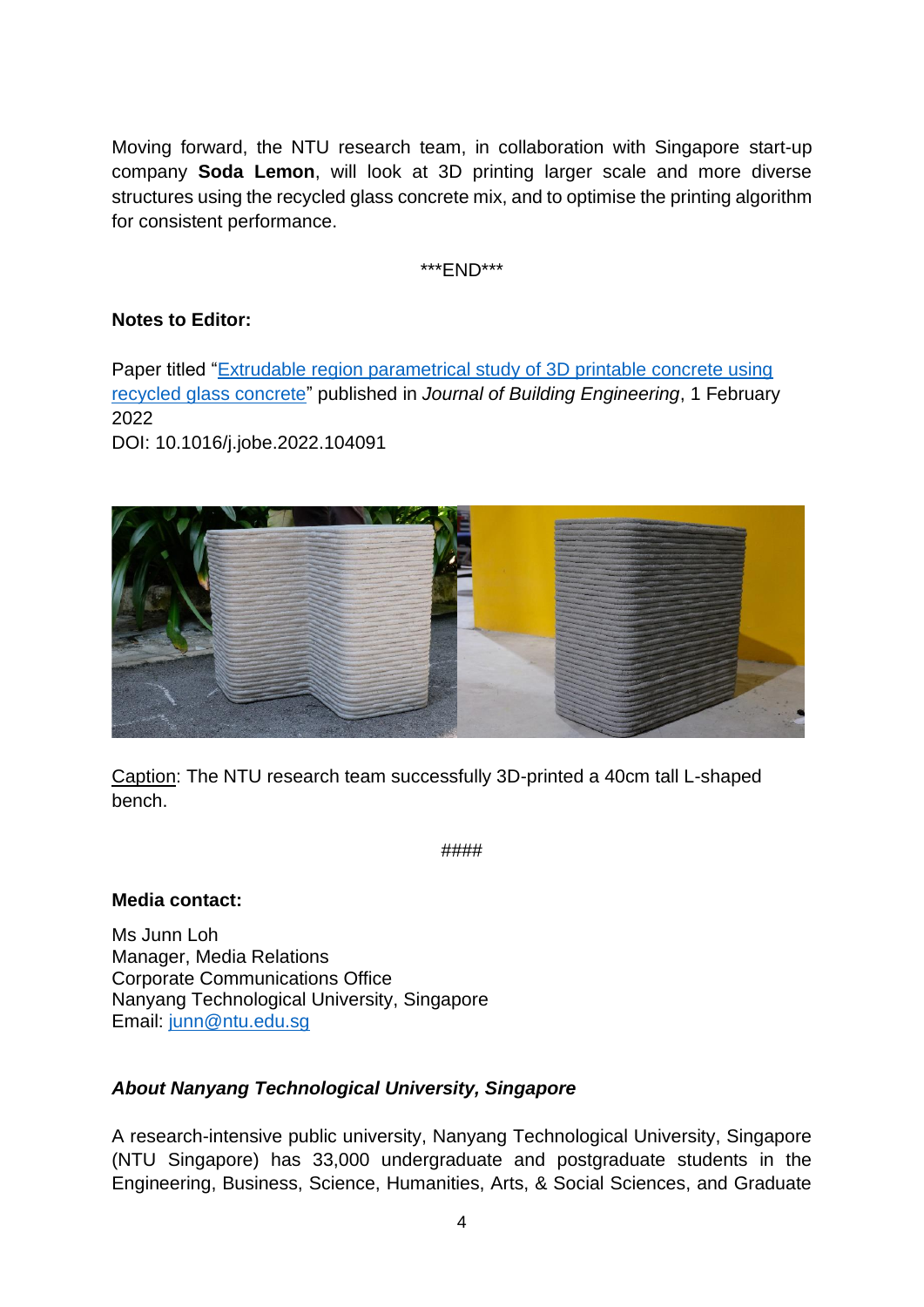Moving forward, the NTU research team, in collaboration with Singapore start-up company **Soda Lemon**, will look at 3D printing larger scale and more diverse structures using the recycled glass concrete mix, and to optimise the printing algorithm for consistent performance.

***END***

**Notes to Editor:**

Paper titled "[Extrudable region parametrical study of 3D printable concrete using recycled glass concrete]()" published in *Journal of Building Engineering*, 1 February 2022
DOI: 10.1016/j.jobe.2022.104091

Caption: The NTU research team successfully 3D-printed a 40cm tall L-shaped bench.

####

**Media contact:**

Ms Junn Loh
Manager, Media Relations
Corporate Communications Office
Nanyang Technological University, Singapore
Email: junn@ntu.edu.sg

### *About Nanyang Technological University, Singapore*

A research-intensive public university, Nanyang Technological University, Singapore (NTU Singapore) has 33,000 undergraduate and postgraduate students in the Engineering, Business, Science, Humanities, Arts, & Social Sciences, and Graduate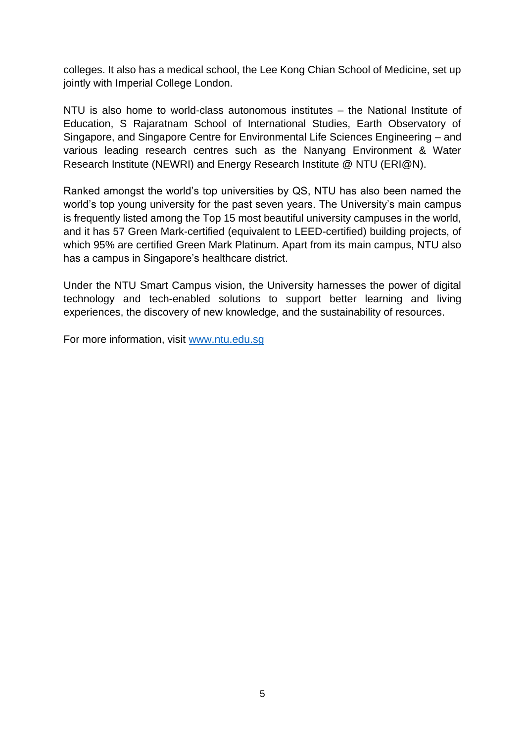colleges. It also has a medical school, the Lee Kong Chian School of Medicine, set up jointly with Imperial College London.

NTU is also home to world-class autonomous institutes – the National Institute of Education, S Rajaratnam School of International Studies, Earth Observatory of Singapore, and Singapore Centre for Environmental Life Sciences Engineering – and various leading research centres such as the Nanyang Environment & Water Research Institute (NEWRI) and Energy Research Institute @ NTU (ERI@N).

Ranked amongst the world's top universities by QS, NTU has also been named the world's top young university for the past seven years. The University's main campus is frequently listed among the Top 15 most beautiful university campuses in the world, and it has 57 Green Mark-certified (equivalent to LEED-certified) building projects, of which 95% are certified Green Mark Platinum. Apart from its main campus, NTU also has a campus in Singapore's healthcare district.

Under the NTU Smart Campus vision, the University harnesses the power of digital technology and tech-enabled solutions to support better learning and living experiences, the discovery of new knowledge, and the sustainability of resources.

For more information, visit [www.ntu.edu.sg](http://www.ntu.edu.sg)